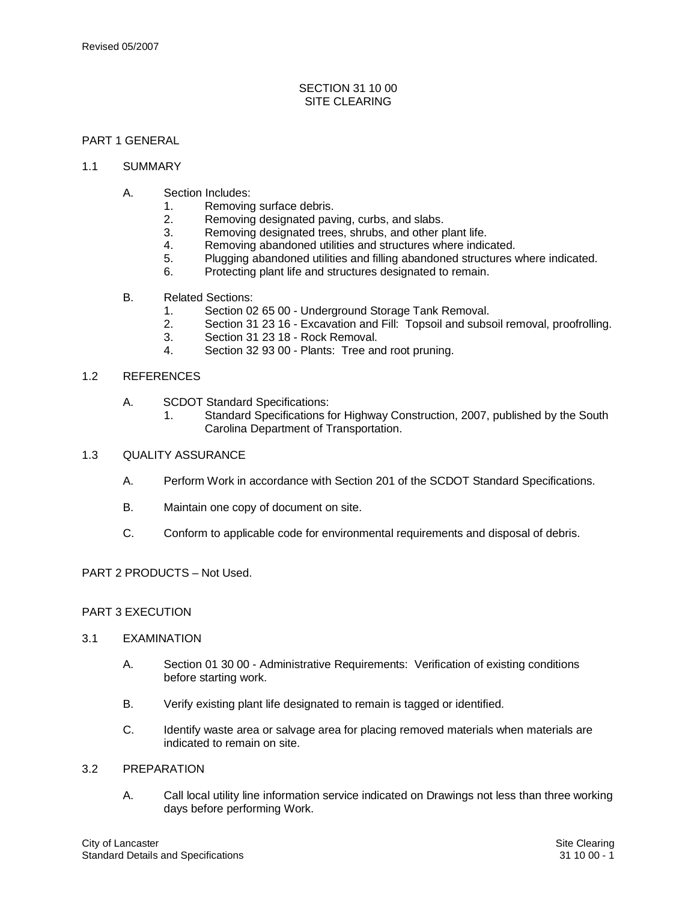# SECTION 31 10 00
# SITE CLEARING

## PART 1 GENERAL

### 1.1 SUMMARY

A. Section Includes:
   1. Removing surface debris.
   2. Removing designated paving, curbs, and slabs.
   3. Removing designated trees, shrubs, and other plant life.
   4. Removing abandoned utilities and structures where indicated.
   5. Plugging abandoned utilities and filling abandoned structures where indicated.
   6. Protecting plant life and structures designated to remain.

B. Related Sections:
   1. Section 02 65 00 - Underground Storage Tank Removal.
   2. Section 31 23 16 - Excavation and Fill: Topsoil and subsoil removal, proofrolling.
   3. Section 31 23 18 - Rock Removal.
   4. Section 32 93 00 - Plants: Tree and root pruning.

### 1.2 REFERENCES

A. SCDOT Standard Specifications:
   1. Standard Specifications for Highway Construction, 2007, published by the South Carolina Department of Transportation.

### 1.3 QUALITY ASSURANCE

A. Perform Work in accordance with Section 201 of the SCDOT Standard Specifications.

B. Maintain one copy of document on site.

C. Conform to applicable code for environmental requirements and disposal of debris.

## PART 2 PRODUCTS – Not Used.

## PART 3 EXECUTION

### 3.1 EXAMINATION

A. Section 01 30 00 - Administrative Requirements: Verification of existing conditions before starting work.

B. Verify existing plant life designated to remain is tagged or identified.

C. Identify waste area or salvage area for placing removed materials when materials are indicated to remain on site.

### 3.2 PREPARATION

A. Call local utility line information service indicated on Drawings not less than three working days before performing Work.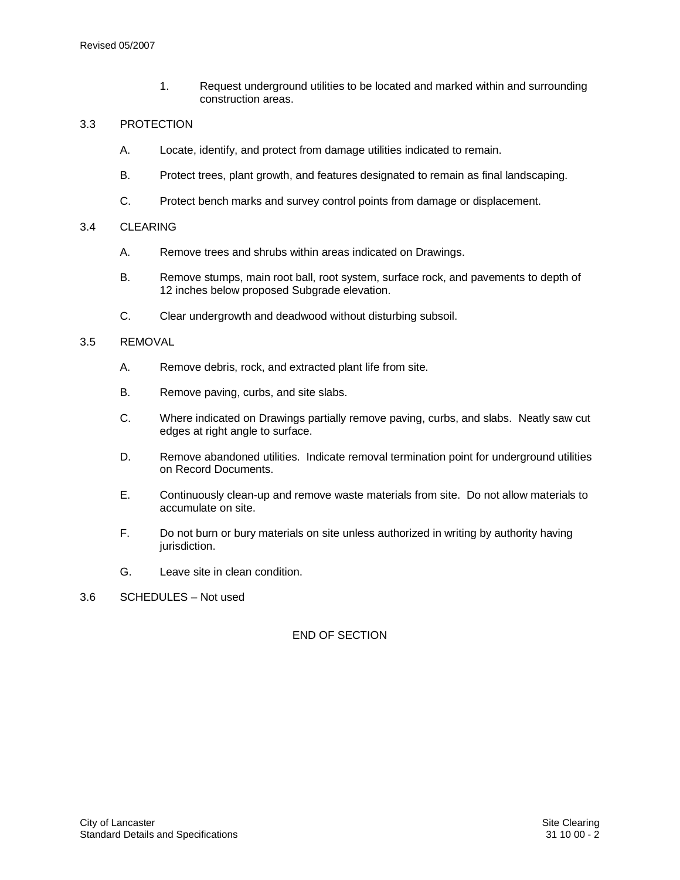1. Request underground utilities to be located and marked within and surrounding construction areas.

## 3.3 PROTECTION

A. Locate, identify, and protect from damage utilities indicated to remain.

B. Protect trees, plant growth, and features designated to remain as final landscaping.

C. Protect bench marks and survey control points from damage or displacement.

## 3.4 CLEARING

A. Remove trees and shrubs within areas indicated on Drawings.

B. Remove stumps, main root ball, root system, surface rock, and pavements to depth of 12 inches below proposed Subgrade elevation.

C. Clear undergrowth and deadwood without disturbing subsoil.

## 3.5 REMOVAL

A. Remove debris, rock, and extracted plant life from site.

B. Remove paving, curbs, and site slabs.

C. Where indicated on Drawings partially remove paving, curbs, and slabs. Neatly saw cut edges at right angle to surface.

D. Remove abandoned utilities. Indicate removal termination point for underground utilities on Record Documents.

E. Continuously clean-up and remove waste materials from site. Do not allow materials to accumulate on site.

F. Do not burn or bury materials on site unless authorized in writing by authority having jurisdiction.

G. Leave site in clean condition.

## 3.6 SCHEDULES – Not used

END OF SECTION